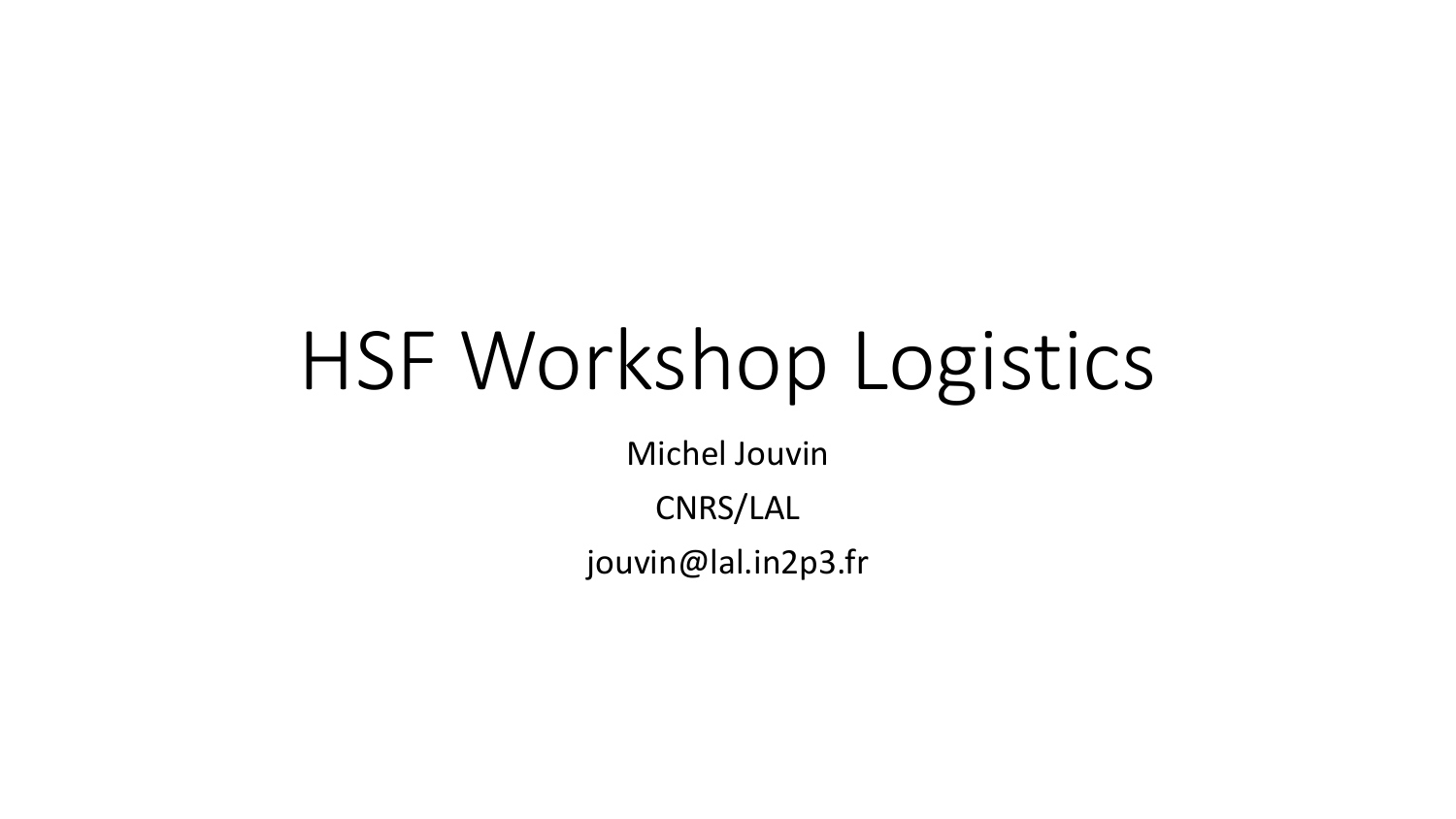# HSF Workshop Logistics

Michel Jouvin

CNRS/LAL

jouvin@lal.in2p3.fr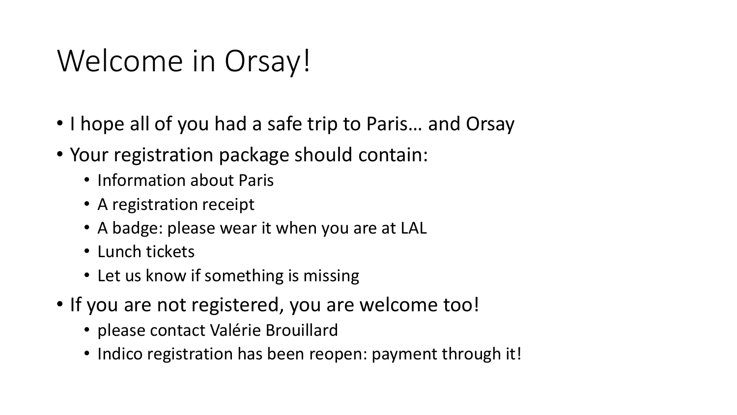# Welcome in Orsay!

- I hope all of you had a safe trip to Paris… and Orsay
- Your registration package should contain:
  - Information about Paris
  - A registration receipt
  - A badge: please wear it when you are at LAL
  - Lunch tickets
  - Let us know if something is missing
- If you are not registered, you are welcome too!
  - please contact Valérie Brouillard
  - Indico registration has been reopen: payment through it!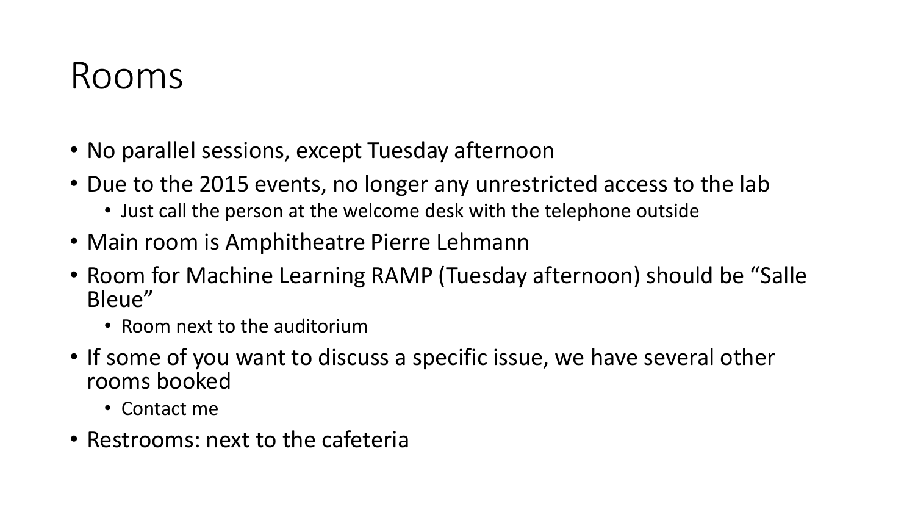# Rooms

- No parallel sessions, except Tuesday afternoon
- Due to the 2015 events, no longer any unrestricted access to the lab
  - Just call the person at the welcome desk with the telephone outside
- Main room is Amphitheatre Pierre Lehmann
- Room for Machine Learning RAMP (Tuesday afternoon) should be "Salle Bleue"
  - Room next to the auditorium
- If some of you want to discuss a specific issue, we have several other rooms booked
  - Contact me
- Restrooms: next to the cafeteria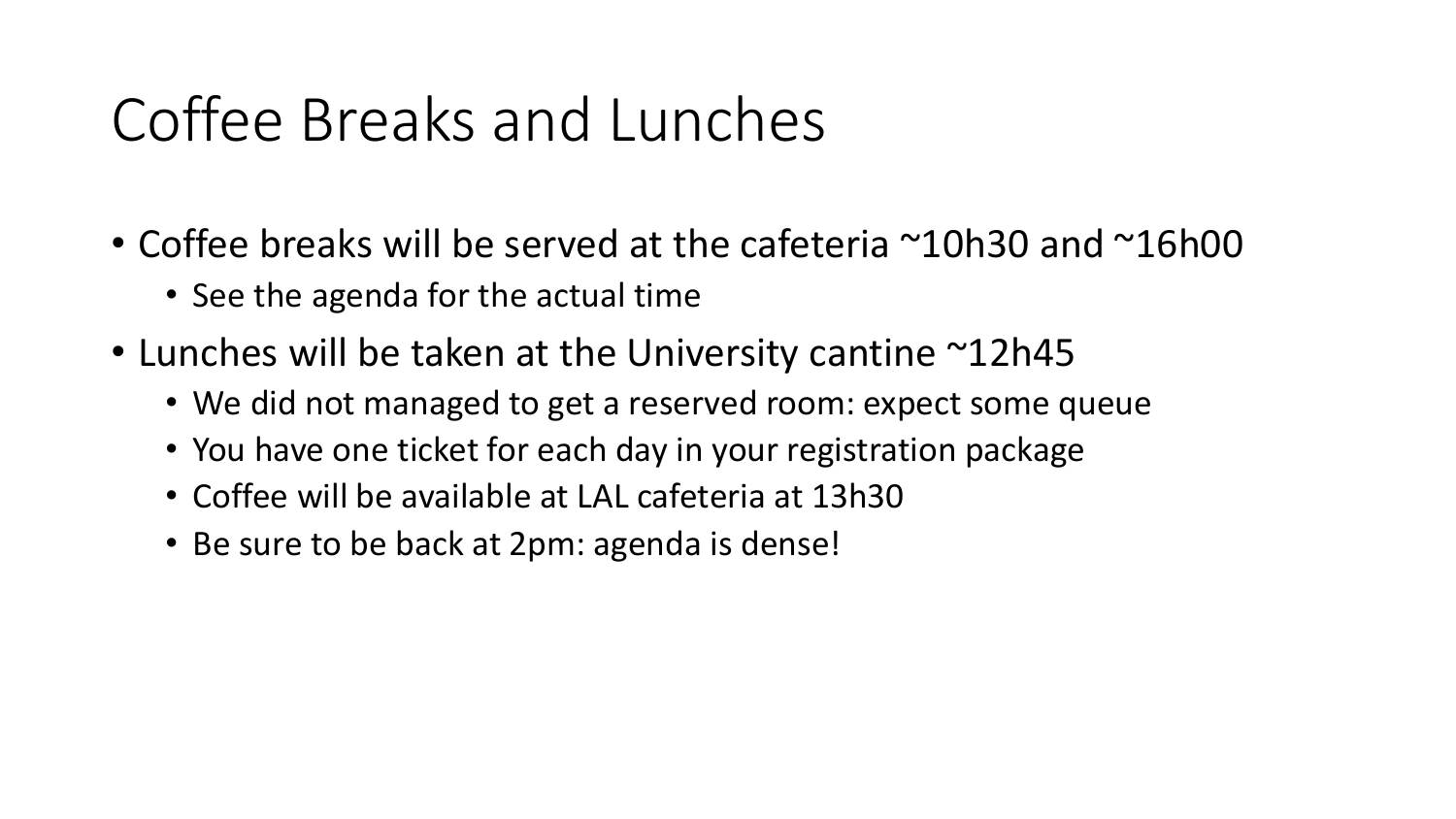# Coffee Breaks and Lunches

- Coffee breaks will be served at the cafeteria ~10h30 and ~16h00
  - See the agenda for the actual time
- Lunches will be taken at the University cantine ~12h45
  - We did not managed to get a reserved room: expect some queue
  - You have one ticket for each day in your registration package
  - Coffee will be available at LAL cafeteria at 13h30
  - Be sure to be back at 2pm: agenda is dense!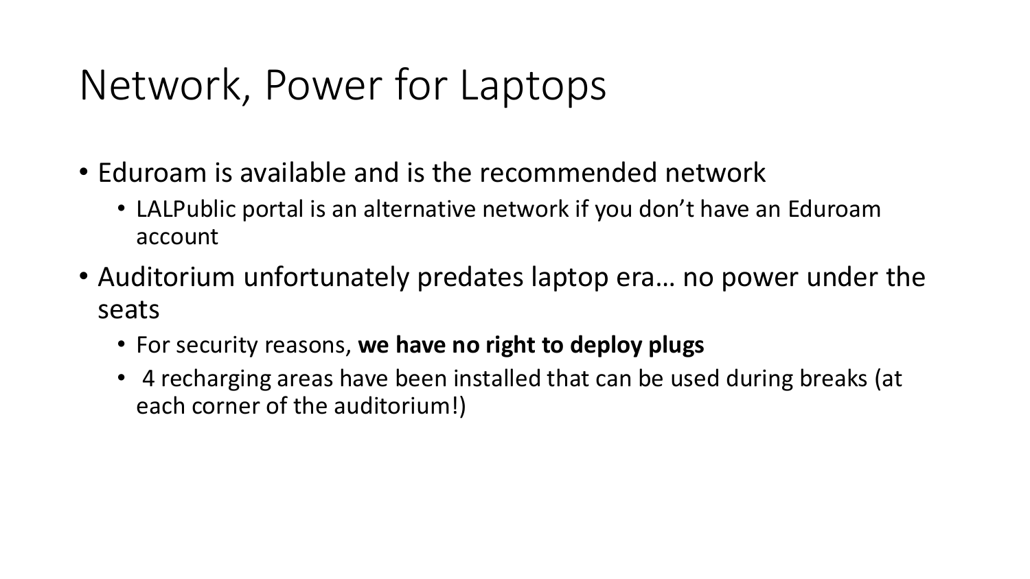# Network, Power for Laptops

- Eduroam is available and is the recommended network
  - LALPublic portal is an alternative network if you don't have an Eduroam account
- Auditorium unfortunately predates laptop era… no power under the seats
  - For security reasons, **we have no right to deploy plugs**
  - 4 recharging areas have been installed that can be used during breaks (at each corner of the auditorium!)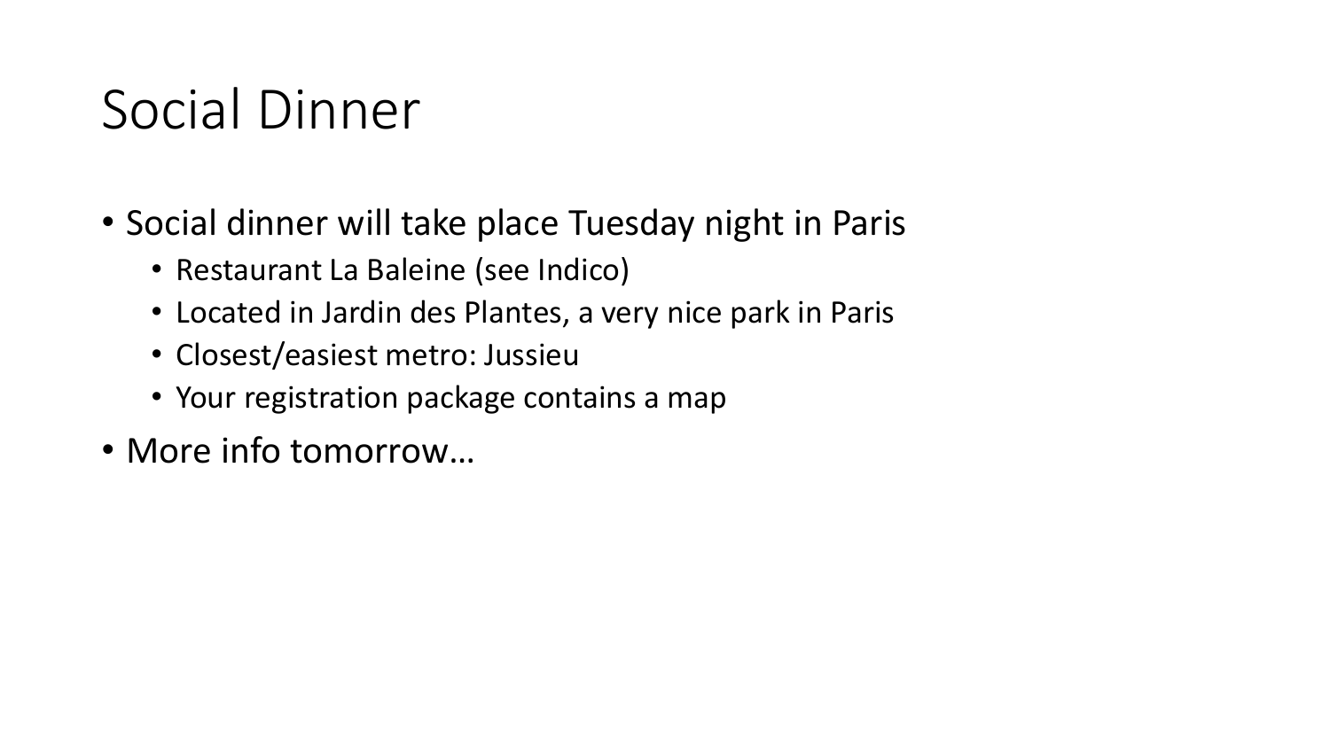# Social Dinner

- Social dinner will take place Tuesday night in Paris
  - Restaurant La Baleine (see Indico)
  - Located in Jardin des Plantes, a very nice park in Paris
  - Closest/easiest metro: Jussieu
  - Your registration package contains a map
- More info tomorrow…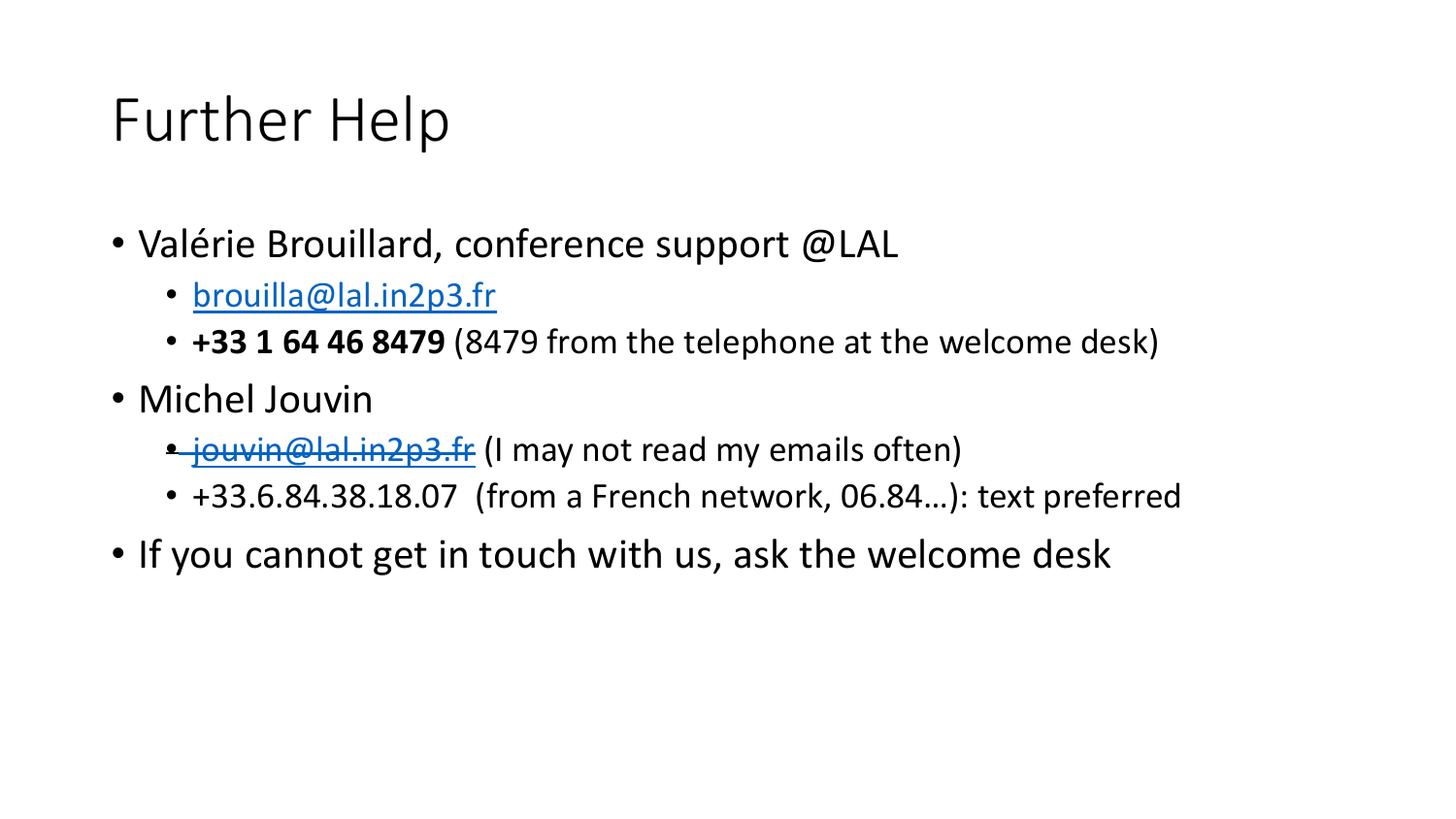# Further Help

- Valérie Brouillard, conference support @LAL
  - brouilla@lal.in2p3.fr
  - **+33 1 64 46 8479** (8479 from the telephone at the welcome desk)
- Michel Jouvin
  - ~~jouvin@lal.in2p3.fr~~ (I may not read my emails often)
  - +33.6.84.38.18.07 (from a French network, 06.84…): text preferred
- If you cannot get in touch with us, ask the welcome desk